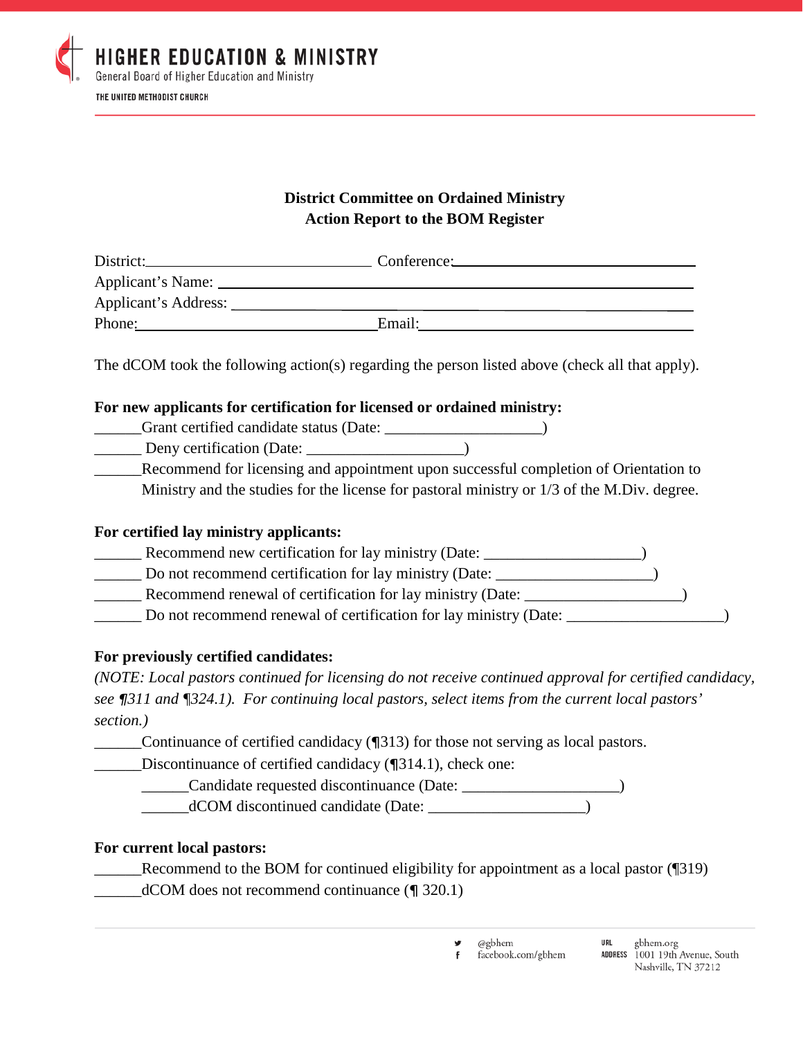HIGHER EDUCATION & MINISTRY
General Board of Higher Education and Ministry
THE UNITED METHODIST CHURCH

**District Committee on Ordained Ministry**
**Action Report to the BOM Register**

District:_____________________________ Conference:_____________________________
Applicant's Name: _____________________________________________________________
Applicant's Address: ___________________________________________________________
Phone:________________________________Email:________________________________

The dCOM took the following action(s) regarding the person listed above (check all that apply).

**For new applicants for certification for licensed or ordained ministry:**

______Grant certified candidate status (Date: ____________________)
______ Deny certification (Date: ____________________)
______Recommend for licensing and appointment upon successful completion of Orientation to Ministry and the studies for the license for pastoral ministry or 1/3 of the M.Div. degree.

**For certified lay ministry applicants:**

______ Recommend new certification for lay ministry (Date: ____________________)
______ Do not recommend certification for lay ministry (Date: ____________________)
______ Recommend renewal of certification for lay ministry (Date: ____________________)
______ Do not recommend renewal of certification for lay ministry (Date: ____________________)

**For previously certified candidates:**

*(NOTE: Local pastors continued for licensing do not receive continued approval for certified candidacy, see ¶311 and ¶324.1). For continuing local pastors, select items from the current local pastors' section.)*

______Continuance of certified candidacy (¶313) for those not serving as local pastors.
______Discontinuance of certified candidacy (¶314.1), check one:
    ______Candidate requested discontinuance (Date: ____________________)
    ______dCOM discontinued candidate (Date: ____________________)

**For current local pastors:**

______Recommend to the BOM for continued eligibility for appointment as a local pastor (¶319)
______dCOM does not recommend continuance (¶ 320.1)

@gbhem
facebook.com/gbhem
URL gbhem.org
ADDRESS 1001 19th Avenue, South Nashville, TN 37212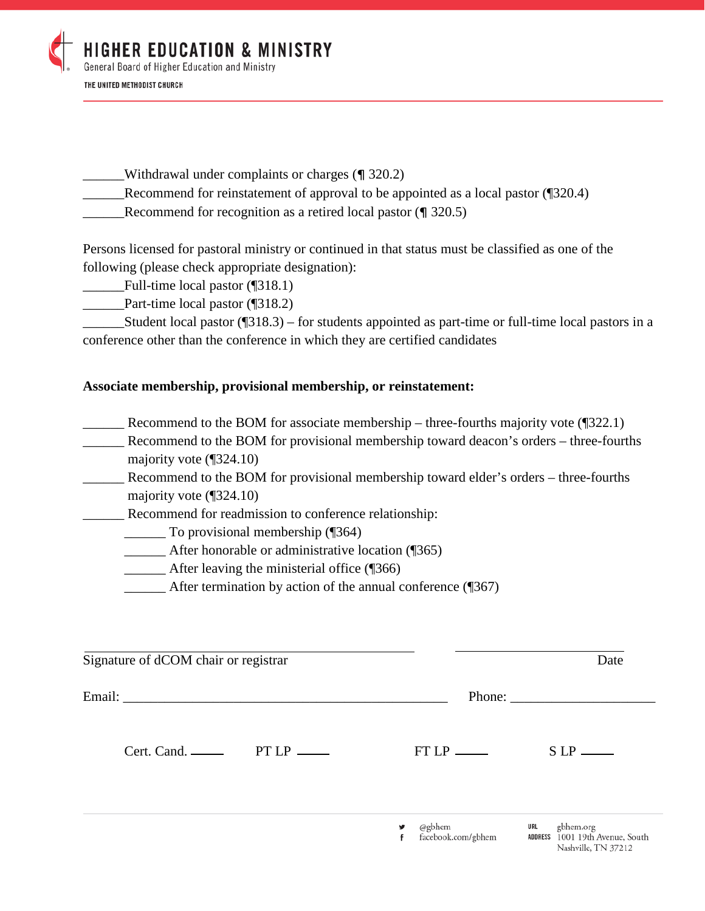______Withdrawal under complaints or charges (¶ 320.2)
______Recommend for reinstatement of approval to be appointed as a local pastor (¶320.4)
______Recommend for recognition as a retired local pastor (¶ 320.5)

Persons licensed for pastoral ministry or continued in that status must be classified as one of the following (please check appropriate designation):
______Full-time local pastor (¶318.1)
______Part-time local pastor (¶318.2)
______Student local pastor (¶318.3) – for students appointed as part-time or full-time local pastors in a conference other than the conference in which they are certified candidates

**Associate membership, provisional membership, or reinstatement:**

______ Recommend to the BOM for associate membership – three-fourths majority vote (¶322.1)
______ Recommend to the BOM for provisional membership toward deacon's orders – three-fourths majority vote (¶324.10)
______ Recommend to the BOM for provisional membership toward elder's orders – three-fourths majority vote (¶324.10)
______ Recommend for readmission to conference relationship:
- ______ To provisional membership (¶364)
- ______ After honorable or administrative location (¶365)
- ______ After leaving the ministerial office (¶366)
- ______ After termination by action of the annual conference (¶367)

_____________________________________________ ______________________
Signature of dCOM chair or registrar Date

Email: ____________________________________________ Phone: ____________________

Cert. Cand. _____ PT LP _____ FT LP _____ S LP _____